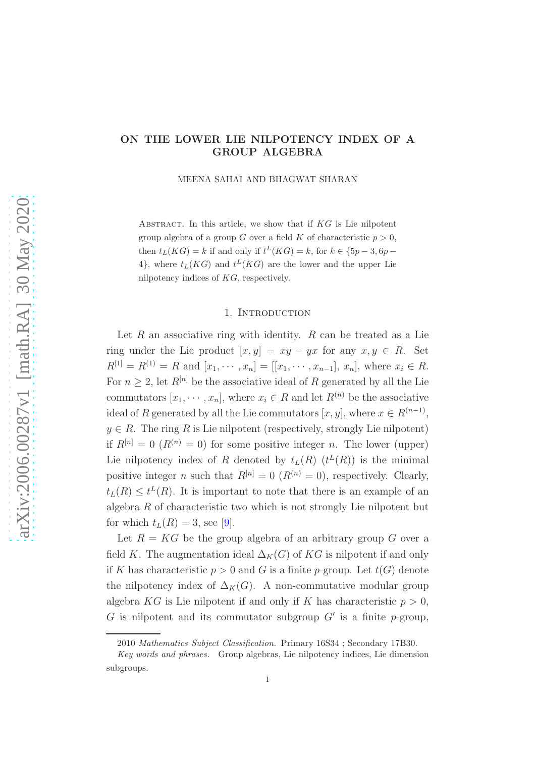# ON THE LOWER LIE NILPOTENCY INDEX OF A GROUP ALGEBRA

MEENA SAHAI AND BHAGWAT SHARAN

Abstract. In this article, we show that if $KG$ is Lie nilpotent group algebra of a group $G$ over a field $K$ of characteristic $p > 0$, then $t_L(KG) = k$ if and only if $t^L(KG) = k$, for $k \in \{5p-3, 6p-4\}$, where $t_L(KG)$ and $t^L(KG)$ are the lower and the upper Lie nilpotency indices of $KG$, respectively.

## 1. Introduction

Let $R$ an associative ring with identity. $R$ can be treated as a Lie ring under the Lie product $[x, y] = xy - yx$ for any $x, y \in R$. Set $R^{[1]} = R^{(1)} = R$ and $[x_1, \cdots, x_n] = [[x_1, \cdots, x_{n-1}], x_n]$, where $x_i \in R$. For $n \geq 2$, let $R^{[n]}$ be the associative ideal of $R$ generated by all the Lie commutators $[x_1, \cdots, x_n]$, where $x_i \in R$ and let $R^{(n)}$ be the associative ideal of $R$ generated by all the Lie commutators $[x, y]$, where $x \in R^{(n-1)}$, $y \in R$. The ring $R$ is Lie nilpotent (respectively, strongly Lie nilpotent) if $R^{[n]} = 0$ ($R^{(n)} = 0$) for some positive integer $n$. The lower (upper) Lie nilpotency index of $R$ denoted by $t_L(R)$ ($t^L(R)$) is the minimal positive integer $n$ such that $R^{[n]} = 0$ ($R^{(n)} = 0$), respectively. Clearly, $t_L(R) \leq t^L(R)$. It is important to note that there is an example of an algebra $R$ of characteristic two which is not strongly Lie nilpotent but for which $t_L(R) = 3$, see [9].

Let $R = KG$ be the group algebra of an arbitrary group $G$ over a field $K$. The augmentation ideal $\Delta_K(G)$ of $KG$ is nilpotent if and only if $K$ has characteristic $p > 0$ and $G$ is a finite $p$-group. Let $t(G)$ denote the nilpotency index of $\Delta_K(G)$. A non-commutative modular group algebra $KG$ is Lie nilpotent if and only if $K$ has characteristic $p > 0$, $G$ is nilpotent and its commutator subgroup $G'$ is a finite $p$-group,

---

2010 *Mathematics Subject Classification.* Primary 16S34 ; Secondary 17B30.

*Key words and phrases.* Group algebras, Lie nilpotency indices, Lie dimension subgroups.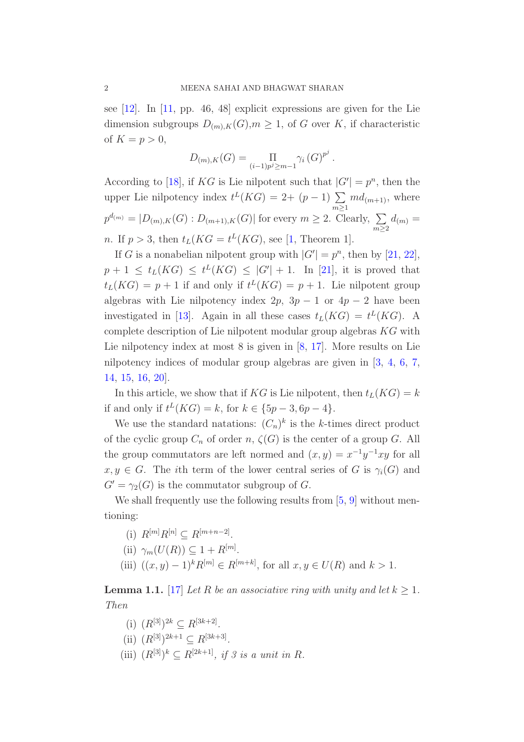see [12]. In [11, pp. 46, 48] explicit expressions are given for the Lie dimension subgroups $D_{(m),K}(G)$,$m \geq 1$, of $G$ over $K$, if characteristic of $K = p > 0$,

$$D_{(m),K}(G) = \prod_{(i-1)p^j \geq m-1} \gamma_i(G)^{p^j}.$$

According to [18], if $KG$ is Lie nilpotent such that $|G'| = p^n$, then the upper Lie nilpotency index $t^L(KG) = 2 + (p-1)\sum_{m \geq 1} m d_{(m+1)}$, where $p^{d_{(m)}} = |D_{(m),K}(G) : D_{(m+1),K}(G)|$ for every $m \geq 2$. Clearly, $\sum_{m \geq 2} d_{(m)} = n$. If $p > 3$, then $t_L(KG = t^L(KG)$, see [1, Theorem 1].

If $G$ is a nonabelian nilpotent group with $|G'| = p^n$, then by [21, 22], $p + 1 \leq t_L(KG) \leq t^L(KG) \leq |G'| + 1$. In [21], it is proved that $t_L(KG) = p + 1$ if and only if $t^L(KG) = p + 1$. Lie nilpotent group algebras with Lie nilpotency index $2p$, $3p - 1$ or $4p - 2$ have been investigated in [13]. Again in all these cases $t_L(KG) = t^L(KG)$. A complete description of Lie nilpotent modular group algebras $KG$ with Lie nilpotency index at most 8 is given in [8, 17]. More results on Lie nilpotency indices of modular group algebras are given in [3, 4, 6, 7, 14, 15, 16, 20].

In this article, we show that if $KG$ is Lie nilpotent, then $t_L(KG) = k$ if and only if $t^L(KG) = k$, for $k \in \{5p - 3, 6p - 4\}$.

We use the standard natations: $(C_n)^k$ is the $k$-times direct product of the cyclic group $C_n$ of order $n$, $\zeta(G)$ is the center of a group $G$. All the group commutators are left normed and $(x, y) = x^{-1}y^{-1}xy$ for all $x, y \in G$. The $i$th term of the lower central series of $G$ is $\gamma_i(G)$ and $G' = \gamma_2(G)$ is the commutator subgroup of $G$.

We shall frequently use the following results from [5, 9] without mentioning:

(i) $R^{[m]}R^{[n]} \subseteq R^{[m+n-2]}$.

(ii) $\gamma_m(U(R)) \subseteq 1 + R^{[m]}$.

(iii) $((x, y) - 1)^k R^{[m]} \in R^{[m+k]}$, for all $x, y \in U(R)$ and $k > 1$.

**Lemma 1.1.** [17] *Let $R$ be an associative ring with unity and let $k \geq 1$. Then*

(i) $(R^{[3]})^{2k} \subseteq R^{[3k+2]}$.

(ii) $(R^{[3]})^{2k+1} \subseteq R^{[3k+3]}$.

(iii) $(R^{[3]})^k \subseteq R^{[2k+1]}$, *if 3 is a unit in $R$.*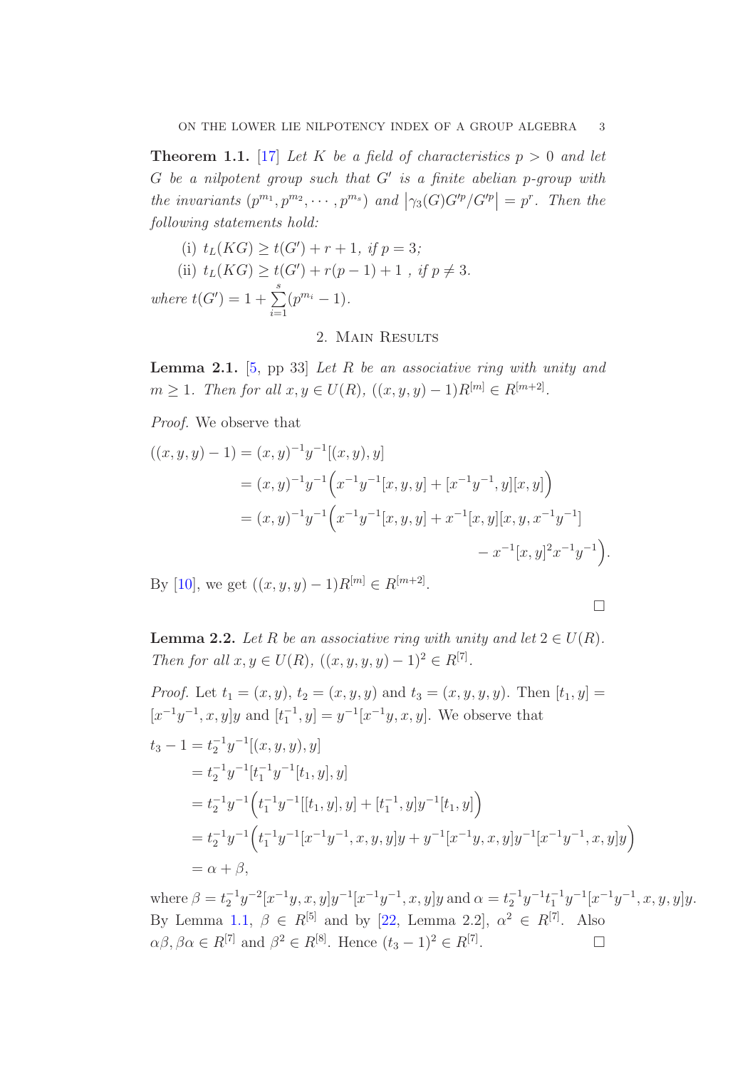**Theorem 1.1.** [17] *Let $K$ be a field of characteristics $p > 0$ and let $G$ be a nilpotent group such that $G'$ is a finite abelian $p$-group with the invariants $(p^{m_1}, p^{m_2}, \cdots, p^{m_s})$ and $\left|\gamma_3(G)G'^p/G'^p\right| = p^r$. Then the following statements hold:*

(i) $t_L(KG) \geq t(G') + r + 1$, *if $p = 3$;*

(ii) $t_L(KG) \geq t(G') + r(p-1) + 1$ , *if $p \neq 3$.*

*where* $t(G') = 1 + \sum_{i=1}^{s}(p^{m_i} - 1)$.

## 2. Main Results

**Lemma 2.1.** [5, pp 33] *Let $R$ be an associative ring with unity and $m \geq 1$. Then for all $x, y \in U(R)$, $((x, y, y) - 1)R^{[m]} \in R^{[m+2]}$.*

*Proof.* We observe that

$$
\begin{aligned}
((x, y, y) - 1) &= (x, y)^{-1}y^{-1}[(x, y), y] \\
&= (x, y)^{-1}y^{-1}\Big(x^{-1}y^{-1}[x, y, y] + [x^{-1}y^{-1}, y][x, y]\Big) \\
&= (x, y)^{-1}y^{-1}\Big(x^{-1}y^{-1}[x, y, y] + x^{-1}[x, y][x, y, x^{-1}y^{-1}] \\
&\qquad\qquad - x^{-1}[x, y]^2x^{-1}y^{-1}\Big).
\end{aligned}
$$

By [10], we get $((x, y, y) - 1)R^{[m]} \in R^{[m+2]}$. ∎

**Lemma 2.2.** *Let $R$ be an associative ring with unity and let $2 \in U(R)$. Then for all $x, y \in U(R)$, $((x, y, y, y) - 1)^2 \in R^{[7]}$.*

*Proof.* Let $t_1 = (x, y)$, $t_2 = (x, y, y)$ and $t_3 = (x, y, y, y)$. Then $[t_1, y] = [x^{-1}y^{-1}, x, y]y$ and $[t_1^{-1}, y] = y^{-1}[x^{-1}y, x, y]$. We observe that

$$
\begin{aligned}
t_3 - 1 &= t_2^{-1}y^{-1}[(x, y, y), y] \\
&= t_2^{-1}y^{-1}[t_1^{-1}y^{-1}[t_1, y], y] \\
&= t_2^{-1}y^{-1}\Big(t_1^{-1}y^{-1}[[t_1, y], y] + [t_1^{-1}, y]y^{-1}[t_1, y]\Big) \\
&= t_2^{-1}y^{-1}\Big(t_1^{-1}y^{-1}[x^{-1}y^{-1}, x, y, y]y + y^{-1}[x^{-1}y, x, y]y^{-1}[x^{-1}y^{-1}, x, y]y\Big) \\
&= \alpha + \beta,
\end{aligned}
$$

where $\beta = t_2^{-1}y^{-2}[x^{-1}y, x, y]y^{-1}[x^{-1}y^{-1}, x, y]y$ and $\alpha = t_2^{-1}y^{-1}t_1^{-1}y^{-1}[x^{-1}y^{-1}, x, y, y]y$. By Lemma 1.1, $\beta \in R^{[5]}$ and by [22, Lemma 2.2], $\alpha^2 \in R^{[7]}$. Also $\alpha\beta, \beta\alpha \in R^{[7]}$ and $\beta^2 \in R^{[8]}$. Hence $(t_3 - 1)^2 \in R^{[7]}$. ∎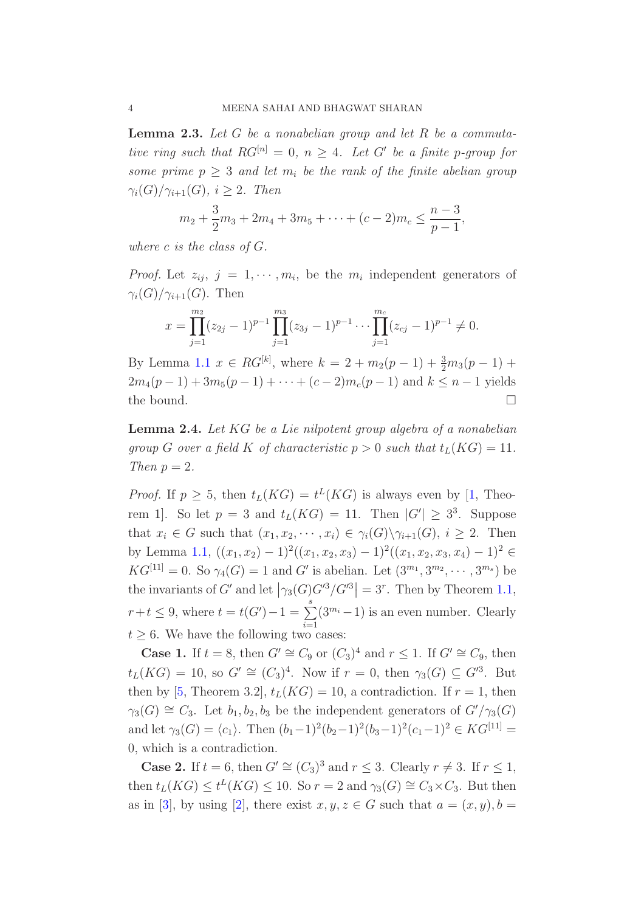**Lemma 2.3.** *Let $G$ be a nonabelian group and let $R$ be a commutative ring such that $RG^{[n]} = 0$, $n \geq 4$. Let $G'$ be a finite $p$-group for some prime $p \geq 3$ and let $m_i$ be the rank of the finite abelian group $\gamma_i(G)/\gamma_{i+1}(G)$, $i \geq 2$. Then*

$$m_2 + \frac{3}{2}m_3 + 2m_4 + 3m_5 + \cdots + (c-2)m_c \leq \frac{n-3}{p-1},$$

*where $c$ is the class of $G$.*

*Proof.* Let $z_{ij}$, $j = 1, \cdots, m_i$, be the $m_i$ independent generators of $\gamma_i(G)/\gamma_{i+1}(G)$. Then

$$x = \prod_{j=1}^{m_2}(z_{2j}-1)^{p-1}\prod_{j=1}^{m_3}(z_{3j}-1)^{p-1}\cdots\prod_{j=1}^{m_c}(z_{cj}-1)^{p-1} \neq 0.$$

By Lemma 1.1 $x \in RG^{[k]}$, where $k = 2 + m_2(p-1) + \frac{3}{2}m_3(p-1) + 2m_4(p-1) + 3m_5(p-1) + \cdots + (c-2)m_c(p-1)$ and $k \leq n-1$ yields the bound. □

**Lemma 2.4.** *Let $KG$ be a Lie nilpotent group algebra of a nonabelian group $G$ over a field $K$ of characteristic $p > 0$ such that $t_L(KG) = 11$. Then $p = 2$.*

*Proof.* If $p \geq 5$, then $t_L(KG) = t^L(KG)$ is always even by [1, Theorem 1]. So let $p = 3$ and $t_L(KG) = 11$. Then $|G'| \geq 3^3$. Suppose that $x_i \in G$ such that $(x_1, x_2, \cdots, x_i) \in \gamma_i(G)\backslash\gamma_{i+1}(G)$, $i \geq 2$. Then by Lemma 1.1, $((x_1,x_2)-1)^2((x_1,x_2,x_3)-1)^2((x_1,x_2,x_3,x_4)-1)^2 \in KG^{[11]} = 0$. So $\gamma_4(G) = 1$ and $G'$ is abelian. Let $(3^{m_1}, 3^{m_2}, \cdots, 3^{m_s})$ be the invariants of $G'$ and let $\left|\gamma_3(G)G'^3/G'^3\right| = 3^r$. Then by Theorem 1.1, $r + t \leq 9$, where $t = t(G') - 1 = \sum_{i=1}^{s}(3^{m_i}-1)$ is an even number. Clearly $t \geq 6$. We have the following two cases:

**Case 1.** If $t = 8$, then $G' \cong C_9$ or $(C_3)^4$ and $r \leq 1$. If $G' \cong C_9$, then $t_L(KG) = 10$, so $G' \cong (C_3)^4$. Now if $r = 0$, then $\gamma_3(G) \subseteq G'^3$. But then by [5, Theorem 3.2], $t_L(KG) = 10$, a contradiction. If $r = 1$, then $\gamma_3(G) \cong C_3$. Let $b_1, b_2, b_3$ be the independent generators of $G'/\gamma_3(G)$ and let $\gamma_3(G) = \langle c_1 \rangle$. Then $(b_1-1)^2(b_2-1)^2(b_3-1)^2(c_1-1)^2 \in KG^{[11]} = 0$, which is a contradiction.

**Case 2.** If $t = 6$, then $G' \cong (C_3)^3$ and $r \leq 3$. Clearly $r \neq 3$. If $r \leq 1$, then $t_L(KG) \leq t^L(KG) \leq 10$. So $r = 2$ and $\gamma_3(G) \cong C_3 \times C_3$. But then as in [3], by using [2], there exist $x, y, z \in G$ such that $a = (x,y), b =$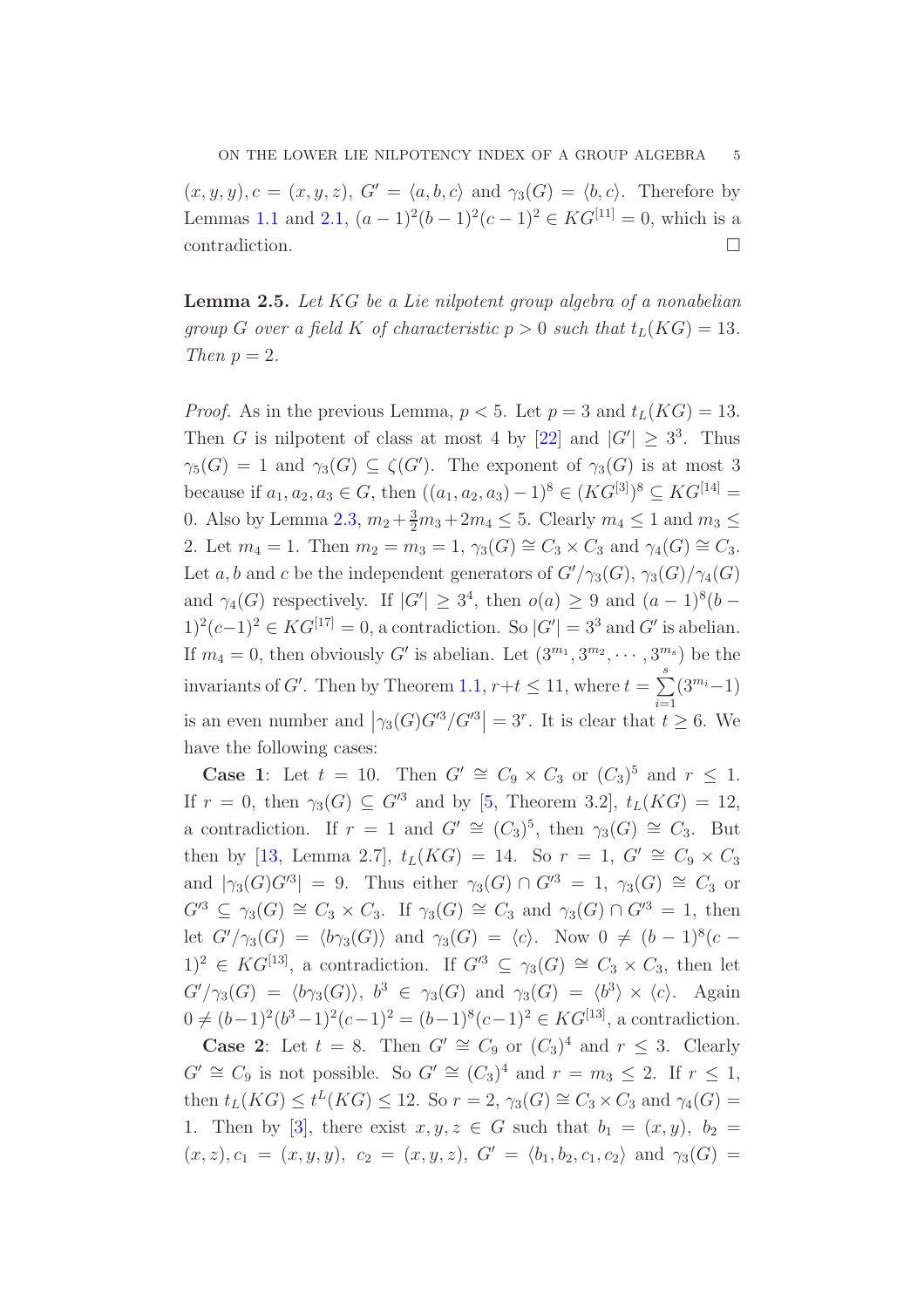$(x, y, y), c = (x, y, z)$, $G' = \langle a, b, c\rangle$ and $\gamma_3(G) = \langle b, c\rangle$. Therefore by Lemmas 1.1 and 2.1, $(a-1)^2(b-1)^2(c-1)^2 \in KG^{[11]} = 0$, which is a contradiction. $\square$

**Lemma 2.5.** *Let $KG$ be a Lie nilpotent group algebra of a nonabelian group $G$ over a field $K$ of characteristic $p > 0$ such that $t_L(KG) = 13$. Then $p = 2$.*

*Proof.* As in the previous Lemma, $p < 5$. Let $p = 3$ and $t_L(KG) = 13$. Then $G$ is nilpotent of class at most 4 by [22] and $|G'| \geq 3^3$. Thus $\gamma_5(G) = 1$ and $\gamma_3(G) \subseteq \zeta(G')$. The exponent of $\gamma_3(G)$ is at most 3 because if $a_1, a_2, a_3 \in G$, then $((a_1, a_2, a_3) - 1)^8 \in (KG^{[3]})^8 \subseteq KG^{[14]} = 0$. Also by Lemma 2.3, $m_2 + \frac{3}{2}m_3 + 2m_4 \leq 5$. Clearly $m_4 \leq 1$ and $m_3 \leq 2$. Let $m_4 = 1$. Then $m_2 = m_3 = 1$, $\gamma_3(G) \cong C_3 \times C_3$ and $\gamma_4(G) \cong C_3$. Let $a, b$ and $c$ be the independent generators of $G'/\gamma_3(G)$, $\gamma_3(G)/\gamma_4(G)$ and $\gamma_4(G)$ respectively. If $|G'| \geq 3^4$, then $o(a) \geq 9$ and $(a-1)^8(b-1)^2(c-1)^2 \in KG^{[17]} = 0$, a contradiction. So $|G'| = 3^3$ and $G'$ is abelian. If $m_4 = 0$, then obviously $G'$ is abelian. Let $(3^{m_1}, 3^{m_2}, \cdots, 3^{m_s})$ be the invariants of $G'$. Then by Theorem 1.1, $r + t \leq 11$, where $t = \sum_{i=1}^{s}(3^{m_i} - 1)$ is an even number and $\left|\gamma_3(G)G'^3/G'^3\right| = 3^r$. It is clear that $t \geq 6$. We have the following cases:

**Case 1**: Let $t = 10$. Then $G' \cong C_9 \times C_3$ or $(C_3)^5$ and $r \leq 1$. If $r = 0$, then $\gamma_3(G) \subseteq G'^3$ and by [5, Theorem 3.2], $t_L(KG) = 12$, a contradiction. If $r = 1$ and $G' \cong (C_3)^5$, then $\gamma_3(G) \cong C_3$. But then by [13, Lemma 2.7], $t_L(KG) = 14$. So $r = 1$, $G' \cong C_9 \times C_3$ and $|\gamma_3(G)G'^3| = 9$. Thus either $\gamma_3(G) \cap G'^3 = 1$, $\gamma_3(G) \cong C_3$ or $G'^3 \subseteq \gamma_3(G) \cong C_3 \times C_3$. If $\gamma_3(G) \cong C_3$ and $\gamma_3(G) \cap G'^3 = 1$, then let $G'/\gamma_3(G) = \langle b\gamma_3(G)\rangle$ and $\gamma_3(G) = \langle c\rangle$. Now $0 \neq (b-1)^8(c-1)^2 \in KG^{[13]}$, a contradiction. If $G'^3 \subseteq \gamma_3(G) \cong C_3 \times C_3$, then let $G'/\gamma_3(G) = \langle b\gamma_3(G)\rangle$, $b^3 \in \gamma_3(G)$ and $\gamma_3(G) = \langle b^3\rangle \times \langle c\rangle$. Again $0 \neq (b-1)^2(b^3-1)^2(c-1)^2 = (b-1)^8(c-1)^2 \in KG^{[13]}$, a contradiction.

**Case 2**: Let $t = 8$. Then $G' \cong C_9$ or $(C_3)^4$ and $r \leq 3$. Clearly $G' \cong C_9$ is not possible. So $G' \cong (C_3)^4$ and $r = m_3 \leq 2$. If $r \leq 1$, then $t_L(KG) \leq t^L(KG) \leq 12$. So $r = 2$, $\gamma_3(G) \cong C_3 \times C_3$ and $\gamma_4(G) = 1$. Then by [3], there exist $x, y, z \in G$ such that $b_1 = (x, y)$, $b_2 = (x, z), c_1 = (x, y, y)$, $c_2 = (x, y, z)$, $G' = \langle b_1, b_2, c_1, c_2\rangle$ and $\gamma_3(G) =$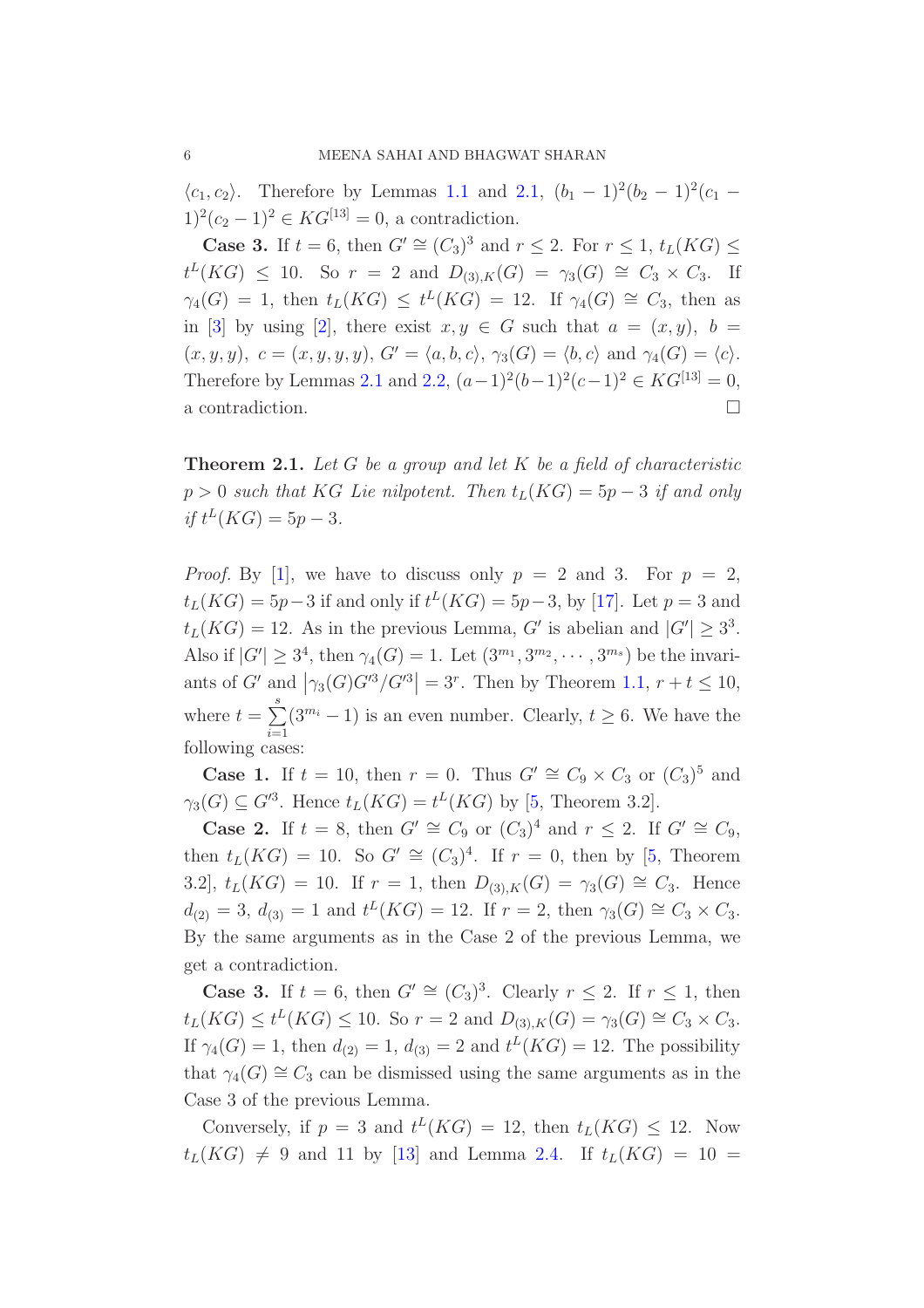$\langle c_1, c_2\rangle$. Therefore by Lemmas 1.1 and 2.1, $(b_1-1)^2(b_2-1)^2(c_1-1)^2(c_2-1)^2 \in KG^{[13]} = 0$, a contradiction.

**Case 3.** If $t = 6$, then $G' \cong (C_3)^3$ and $r \leq 2$. For $r \leq 1$, $t_L(KG) \leq t^L(KG) \leq 10$. So $r = 2$ and $D_{(3),K}(G) = \gamma_3(G) \cong C_3 \times C_3$. If $\gamma_4(G) = 1$, then $t_L(KG) \leq t^L(KG) = 12$. If $\gamma_4(G) \cong C_3$, then as in [3] by using [2], there exist $x, y \in G$ such that $a = (x, y)$, $b = (x, y, y)$, $c = (x, y, y, y)$, $G' = \langle a, b, c\rangle$, $\gamma_3(G) = \langle b, c\rangle$ and $\gamma_4(G) = \langle c\rangle$. Therefore by Lemmas 2.1 and 2.2, $(a-1)^2(b-1)^2(c-1)^2 \in KG^{[13]} = 0$, a contradiction. □

**Theorem 2.1.** *Let $G$ be a group and let $K$ be a field of characteristic $p > 0$ such that $KG$ Lie nilpotent. Then $t_L(KG) = 5p-3$ if and only if $t^L(KG) = 5p-3$.*

*Proof.* By [1], we have to discuss only $p = 2$ and $3$. For $p = 2$, $t_L(KG) = 5p-3$ if and only if $t^L(KG) = 5p-3$, by [17]. Let $p = 3$ and $t_L(KG) = 12$. As in the previous Lemma, $G'$ is abelian and $|G'| \geq 3^3$. Also if $|G'| \geq 3^4$, then $\gamma_4(G) = 1$. Let $(3^{m_1}, 3^{m_2}, \cdots, 3^{m_s})$ be the invariants of $G'$ and $\left|\gamma_3(G)G'^3/G'^3\right| = 3^r$. Then by Theorem 1.1, $r + t \leq 10$, where $t = \sum_{i=1}^{s}(3^{m_i}-1)$ is an even number. Clearly, $t \geq 6$. We have the following cases:

**Case 1.** If $t = 10$, then $r = 0$. Thus $G' \cong C_9 \times C_3$ or $(C_3)^5$ and $\gamma_3(G) \subseteq G'^3$. Hence $t_L(KG) = t^L(KG)$ by [5, Theorem 3.2].

**Case 2.** If $t = 8$, then $G' \cong C_9$ or $(C_3)^4$ and $r \leq 2$. If $G' \cong C_9$, then $t_L(KG) = 10$. So $G' \cong (C_3)^4$. If $r = 0$, then by [5, Theorem 3.2], $t_L(KG) = 10$. If $r = 1$, then $D_{(3),K}(G) = \gamma_3(G) \cong C_3$. Hence $d_{(2)} = 3$, $d_{(3)} = 1$ and $t^L(KG) = 12$. If $r = 2$, then $\gamma_3(G) \cong C_3 \times C_3$. By the same arguments as in the Case 2 of the previous Lemma, we get a contradiction.

**Case 3.** If $t = 6$, then $G' \cong (C_3)^3$. Clearly $r \leq 2$. If $r \leq 1$, then $t_L(KG) \leq t^L(KG) \leq 10$. So $r = 2$ and $D_{(3),K}(G) = \gamma_3(G) \cong C_3 \times C_3$. If $\gamma_4(G) = 1$, then $d_{(2)} = 1$, $d_{(3)} = 2$ and $t^L(KG) = 12$. The possibility that $\gamma_4(G) \cong C_3$ can be dismissed using the same arguments as in the Case 3 of the previous Lemma.

Conversely, if $p = 3$ and $t^L(KG) = 12$, then $t_L(KG) \leq 12$. Now $t_L(KG) \neq 9$ and $11$ by [13] and Lemma 2.4. If $t_L(KG) = 10 =$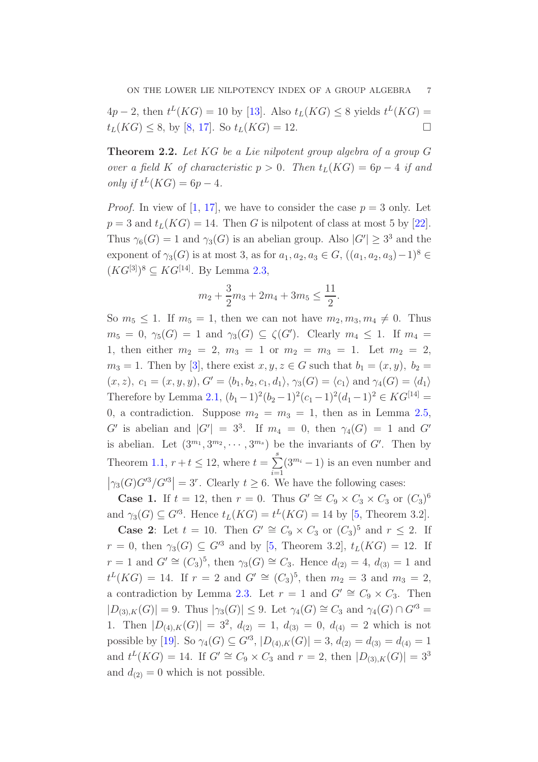$4p-2$, then $t^L(KG) = 10$ by [13]. Also $t_L(KG) \leq 8$ yields $t^L(KG) = t_L(KG) \leq 8$, by [8, 17]. So $t_L(KG) = 12$. $\square$

**Theorem 2.2.** *Let $KG$ be a Lie nilpotent group algebra of a group $G$ over a field $K$ of characteristic $p > 0$. Then $t_L(KG) = 6p-4$ if and only if $t^L(KG) = 6p-4$.*

*Proof.* In view of [1, 17], we have to consider the case $p = 3$ only. Let $p = 3$ and $t_L(KG) = 14$. Then $G$ is nilpotent of class at most 5 by [22]. Thus $\gamma_6(G) = 1$ and $\gamma_3(G)$ is an abelian group. Also $|G'| \geq 3^3$ and the exponent of $\gamma_3(G)$ is at most 3, as for $a_1, a_2, a_3 \in G$, $((a_1, a_2, a_3)-1)^8 \in (KG^{[3]})^8 \subseteq KG^{[14]}$. By Lemma 2.3,

$$m_2 + \frac{3}{2}m_3 + 2m_4 + 3m_5 \leq \frac{11}{2}.$$

So $m_5 \leq 1$. If $m_5 = 1$, then we can not have $m_2, m_3, m_4 \neq 0$. Thus $m_5 = 0$, $\gamma_5(G) = 1$ and $\gamma_3(G) \subseteq \zeta(G')$. Clearly $m_4 \leq 1$. If $m_4 = 1$, then either $m_2 = 2$, $m_3 = 1$ or $m_2 = m_3 = 1$. Let $m_2 = 2$, $m_3 = 1$. Then by [3], there exist $x, y, z \in G$ such that $b_1 = (x, y)$, $b_2 = (x, z)$, $c_1 = (x, y, y)$, $G' = \langle b_1, b_2, c_1, d_1 \rangle$, $\gamma_3(G) = \langle c_1 \rangle$ and $\gamma_4(G) = \langle d_1 \rangle$ Therefore by Lemma 2.1, $(b_1-1)^2(b_2-1)^2(c_1-1)^2(d_1-1)^2 \in KG^{[14]} = 0$, a contradiction. Suppose $m_2 = m_3 = 1$, then as in Lemma 2.5, $G'$ is abelian and $|G'| = 3^3$. If $m_4 = 0$, then $\gamma_4(G) = 1$ and $G'$ is abelian. Let $(3^{m_1}, 3^{m_2}, \cdots, 3^{m_s})$ be the invariants of $G'$. Then by Theorem 1.1, $r + t \leq 12$, where $t = \sum_{i=1}^{s}(3^{m_i}-1)$ is an even number and $\left|\gamma_3(G)G'^3/G'^3\right| = 3^r$. Clearly $t \geq 6$. We have the following cases:

**Case 1.** If $t = 12$, then $r = 0$. Thus $G' \cong C_9 \times C_3 \times C_3$ or $(C_3)^6$ and $\gamma_3(G) \subseteq G'^3$. Hence $t_L(KG) = t^L(KG) = 14$ by [5, Theorem 3.2].

**Case 2**: Let $t = 10$. Then $G' \cong C_9 \times C_3$ or $(C_3)^5$ and $r \leq 2$. If $r = 0$, then $\gamma_3(G) \subseteq G'^3$ and by [5, Theorem 3.2], $t_L(KG) = 12$. If $r = 1$ and $G' \cong (C_3)^5$, then $\gamma_3(G) \cong C_3$. Hence $d_{(2)} = 4$, $d_{(3)} = 1$ and $t^L(KG) = 14$. If $r = 2$ and $G' \cong (C_3)^5$, then $m_2 = 3$ and $m_3 = 2$, a contradiction by Lemma 2.3. Let $r = 1$ and $G' \cong C_9 \times C_3$. Then $|D_{(3),K}(G)| = 9$. Thus $|\gamma_3(G)| \leq 9$. Let $\gamma_4(G) \cong C_3$ and $\gamma_4(G) \cap G'^3 = 1$. Then $|D_{(4),K}(G)| = 3^2$, $d_{(2)} = 1$, $d_{(3)} = 0$, $d_{(4)} = 2$ which is not possible by [19]. So $\gamma_4(G) \subseteq G'^3$, $|D_{(4),K}(G)| = 3$, $d_{(2)} = d_{(3)} = d_{(4)} = 1$ and $t^L(KG) = 14$. If $G' \cong C_9 \times C_3$ and $r = 2$, then $|D_{(3),K}(G)| = 3^3$ and $d_{(2)} = 0$ which is not possible.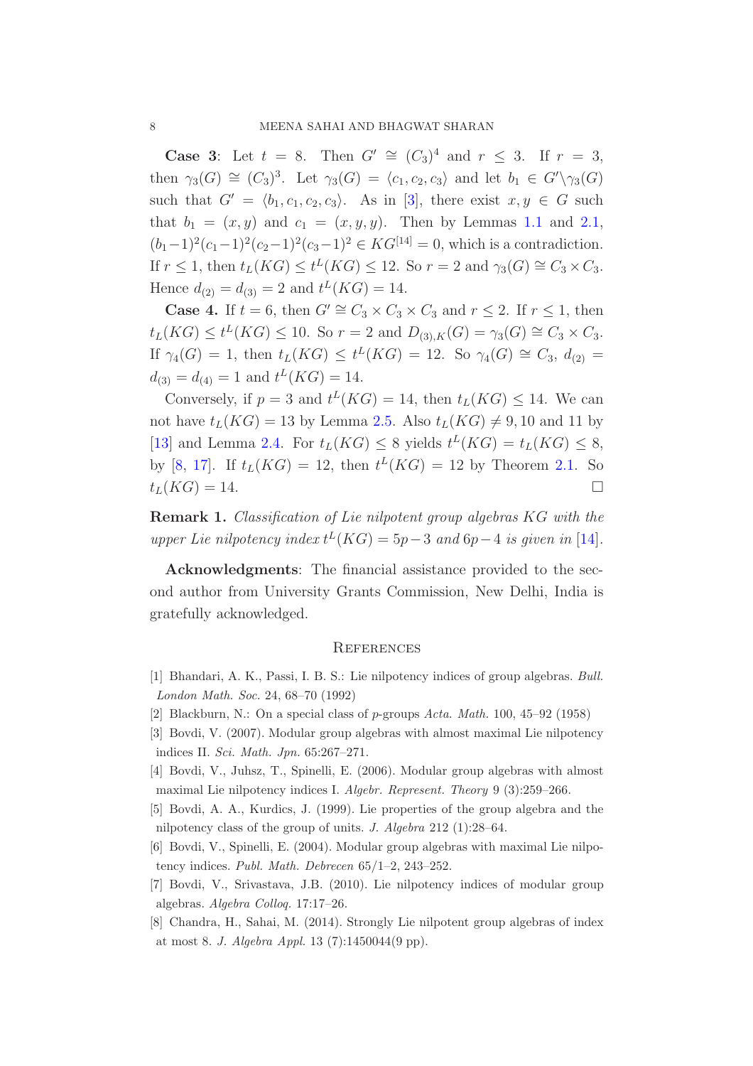**Case 3**: Let $t = 8$. Then $G' \cong (C_3)^4$ and $r \leq 3$. If $r = 3$, then $\gamma_3(G) \cong (C_3)^3$. Let $\gamma_3(G) = \langle c_1, c_2, c_3 \rangle$ and let $b_1 \in G' \backslash \gamma_3(G)$ such that $G' = \langle b_1, c_1, c_2, c_3 \rangle$. As in [3], there exist $x, y \in G$ such that $b_1 = (x, y)$ and $c_1 = (x, y, y)$. Then by Lemmas 1.1 and 2.1, $(b_1 - 1)^2 (c_1 - 1)^2 (c_2 - 1)^2 (c_3 - 1)^2 \in KG^{[14]} = 0$, which is a contradiction. If $r \leq 1$, then $t_L(KG) \leq t^L(KG) \leq 12$. So $r = 2$ and $\gamma_3(G) \cong C_3 \times C_3$. Hence $d_{(2)} = d_{(3)} = 2$ and $t^L(KG) = 14$.

**Case 4.** If $t = 6$, then $G' \cong C_3 \times C_3 \times C_3$ and $r \leq 2$. If $r \leq 1$, then $t_L(KG) \leq t^L(KG) \leq 10$. So $r = 2$ and $D_{(3),K}(G) = \gamma_3(G) \cong C_3 \times C_3$. If $\gamma_4(G) = 1$, then $t_L(KG) \leq t^L(KG) = 12$. So $\gamma_4(G) \cong C_3$, $d_{(2)} = d_{(3)} = d_{(4)} = 1$ and $t^L(KG) = 14$.

Conversely, if $p = 3$ and $t^L(KG) = 14$, then $t_L(KG) \leq 14$. We can not have $t_L(KG) = 13$ by Lemma 2.5. Also $t_L(KG) \neq 9, 10$ and $11$ by [13] and Lemma 2.4. For $t_L(KG) \leq 8$ yields $t^L(KG) = t_L(KG) \leq 8$, by [8, 17]. If $t_L(KG) = 12$, then $t^L(KG) = 12$ by Theorem 2.1. So $t_L(KG) = 14$. $\square$

**Remark 1.** *Classification of Lie nilpotent group algebras $KG$ with the upper Lie nilpotency index $t^L(KG) = 5p - 3$ and $6p - 4$ is given in* [14].

**Acknowledgments**: The financial assistance provided to the second author from University Grants Commission, New Delhi, India is gratefully acknowledged.

## References

[1] Bhandari, A. K., Passi, I. B. S.: Lie nilpotency indices of group algebras. *Bull. London Math. Soc.* 24, 68–70 (1992)

[2] Blackburn, N.: On a special class of $p$-groups *Acta. Math.* 100, 45–92 (1958)

[3] Bovdi, V. (2007). Modular group algebras with almost maximal Lie nilpotency indices II. *Sci. Math. Jpn.* 65:267–271.

[4] Bovdi, V., Juhsz, T., Spinelli, E. (2006). Modular group algebras with almost maximal Lie nilpotency indices I. *Algebr. Represent. Theory* 9 (3):259–266.

[5] Bovdi, A. A., Kurdics, J. (1999). Lie properties of the group algebra and the nilpotency class of the group of units. *J. Algebra* 212 (1):28–64.

[6] Bovdi, V., Spinelli, E. (2004). Modular group algebras with maximal Lie nilpotency indices. *Publ. Math. Debrecen* 65/1–2, 243–252.

[7] Bovdi, V., Srivastava, J.B. (2010). Lie nilpotency indices of modular group algebras. *Algebra Colloq.* 17:17–26.

[8] Chandra, H., Sahai, M. (2014). Strongly Lie nilpotent group algebras of index at most 8. *J. Algebra Appl.* 13 (7):1450044(9 pp).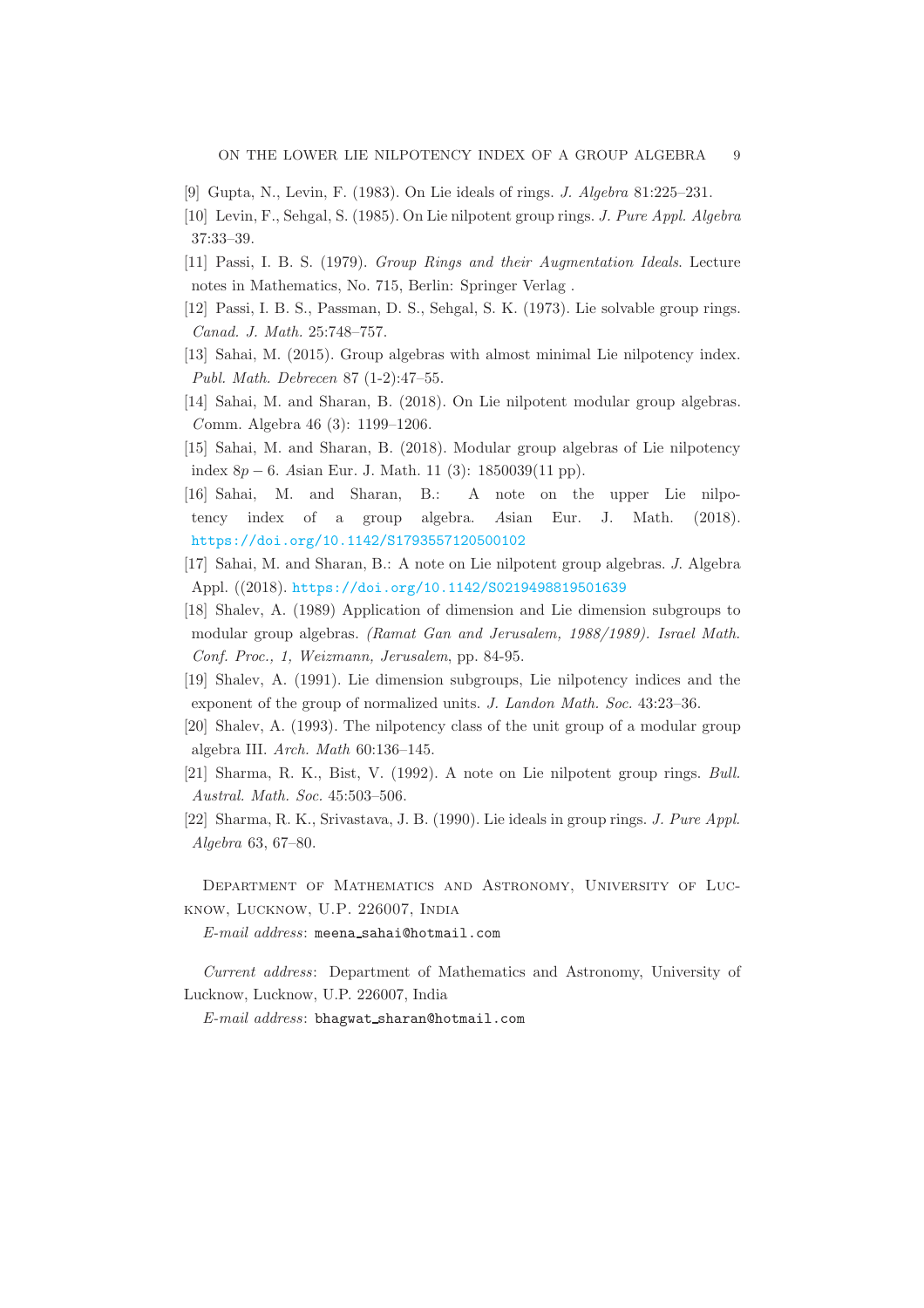[9] Gupta, N., Levin, F. (1983). On Lie ideals of rings. *J. Algebra* 81:225–231.

[10] Levin, F., Sehgal, S. (1985). On Lie nilpotent group rings. *J. Pure Appl. Algebra* 37:33–39.

[11] Passi, I. B. S. (1979). *Group Rings and their Augmentation Ideals*. Lecture notes in Mathematics, No. 715, Berlin: Springer Verlag .

[12] Passi, I. B. S., Passman, D. S., Sehgal, S. K. (1973). Lie solvable group rings. *Canad. J. Math.* 25:748–757.

[13] Sahai, M. (2015). Group algebras with almost minimal Lie nilpotency index. *Publ. Math. Debrecen* 87 (1-2):47–55.

[14] Sahai, M. and Sharan, B. (2018). On Lie nilpotent modular group algebras. *C*omm. Algebra 46 (3): 1199–1206.

[15] Sahai, M. and Sharan, B. (2018). Modular group algebras of Lie nilpotency index $8p-6$. *A*sian Eur. J. Math. 11 (3): 1850039(11 pp).

[16] Sahai, M. and Sharan, B.: A note on the upper Lie nilpotency index of a group algebra. *A*sian Eur. J. Math. (2018). https://doi.org/10.1142/S1793557120500102

[17] Sahai, M. and Sharan, B.: A note on Lie nilpotent group algebras. *J.* Algebra Appl. ((2018). https://doi.org/10.1142/S0219498819501639

[18] Shalev, A. (1989) Application of dimension and Lie dimension subgroups to modular group algebras. *(Ramat Gan and Jerusalem, 1988/1989). Israel Math. Conf. Proc., 1, Weizmann, Jerusalem*, pp. 84-95.

[19] Shalev, A. (1991). Lie dimension subgroups, Lie nilpotency indices and the exponent of the group of normalized units. *J. Landon Math. Soc.* 43:23–36.

[20] Shalev, A. (1993). The nilpotency class of the unit group of a modular group algebra III. *Arch. Math* 60:136–145.

[21] Sharma, R. K., Bist, V. (1992). A note on Lie nilpotent group rings. *Bull. Austral. Math. Soc.* 45:503–506.

[22] Sharma, R. K., Srivastava, J. B. (1990). Lie ideals in group rings. *J. Pure Appl. Algebra* 63, 67–80.

Department of Mathematics and Astronomy, University of Lucknow, Lucknow, U.P. 226007, India

*E-mail address*: meena_sahai@hotmail.com

*Current address*: Department of Mathematics and Astronomy, University of Lucknow, Lucknow, U.P. 226007, India

*E-mail address*: bhagwat_sharan@hotmail.com